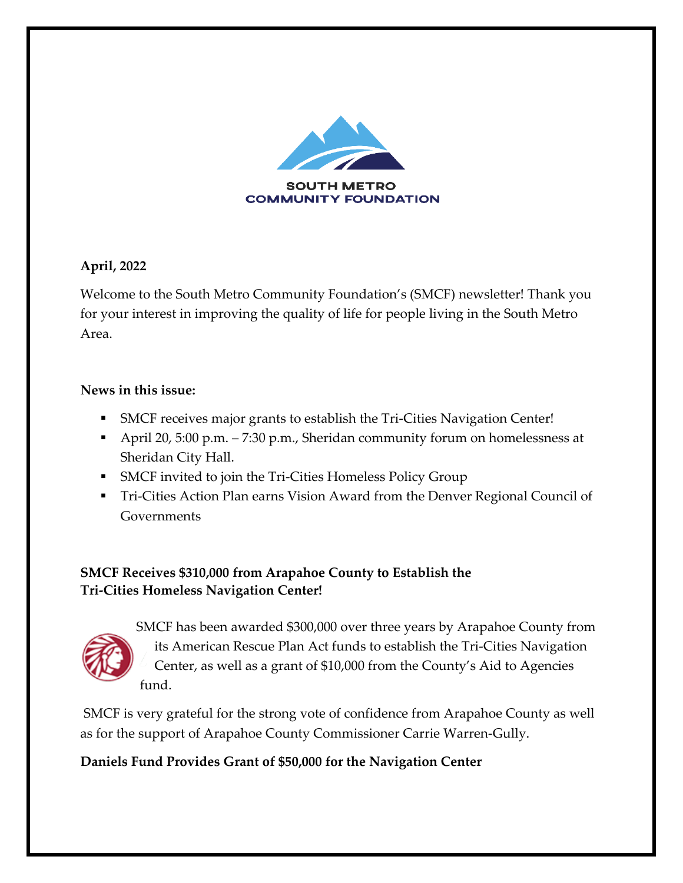SOUTH METRO
COMMUNITY FOUNDATION

**April, 2022**

Welcome to the South Metro Community Foundation's (SMCF) newsletter! Thank you for your interest in improving the quality of life for people living in the South Metro Area.

**News in this issue:**

- SMCF receives major grants to establish the Tri-Cities Navigation Center!
- April 20, 5:00 p.m. – 7:30 p.m., Sheridan community forum on homelessness at Sheridan City Hall.
- SMCF invited to join the Tri-Cities Homeless Policy Group
- Tri-Cities Action Plan earns Vision Award from the Denver Regional Council of Governments

**SMCF Receives $310,000 from Arapahoe County to Establish the Tri-Cities Homeless Navigation Center!**

SMCF has been awarded $300,000 over three years by Arapahoe County from its American Rescue Plan Act funds to establish the Tri-Cities Navigation Center, as well as a grant of $10,000 from the County's Aid to Agencies fund.

SMCF is very grateful for the strong vote of confidence from Arapahoe County as well as for the support of Arapahoe County Commissioner Carrie Warren-Gully.

**Daniels Fund Provides Grant of $50,000 for the Navigation Center**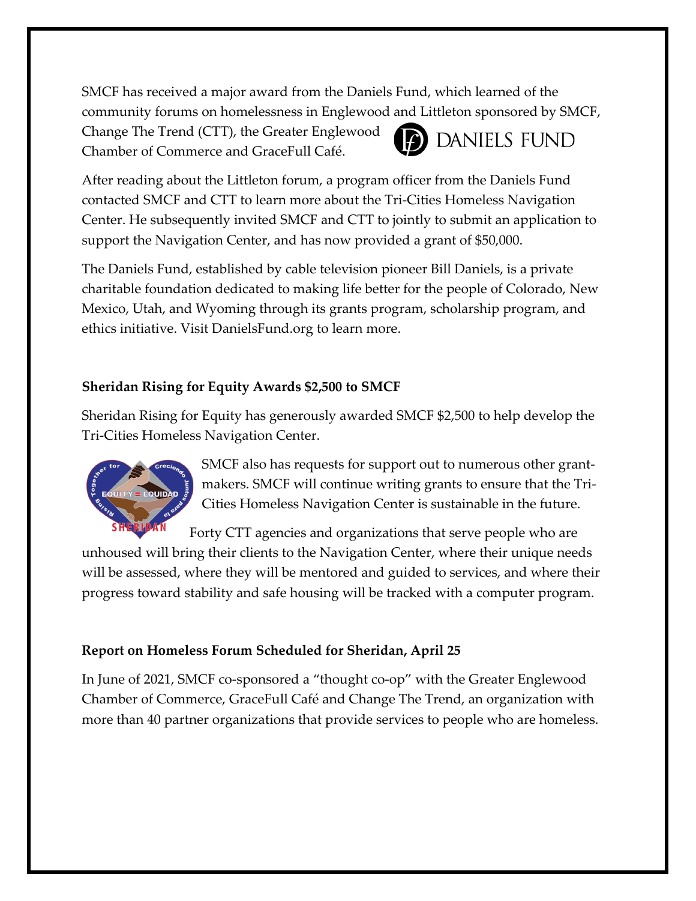SMCF has received a major award from the Daniels Fund, which learned of the community forums on homelessness in Englewood and Littleton sponsored by SMCF, Change The Trend (CTT), the Greater Englewood Chamber of Commerce and GraceFull Café.

After reading about the Littleton forum, a program officer from the Daniels Fund contacted SMCF and CTT to learn more about the Tri-Cities Homeless Navigation Center. He subsequently invited SMCF and CTT to jointly to submit an application to support the Navigation Center, and has now provided a grant of $50,000.

The Daniels Fund, established by cable television pioneer Bill Daniels, is a private charitable foundation dedicated to making life better for the people of Colorado, New Mexico, Utah, and Wyoming through its grants program, scholarship program, and ethics initiative. Visit DanielsFund.org to learn more.

**Sheridan Rising for Equity Awards $2,500 to SMCF**

Sheridan Rising for Equity has generously awarded SMCF $2,500 to help develop the Tri-Cities Homeless Navigation Center.

SMCF also has requests for support out to numerous other grant-makers. SMCF will continue writing grants to ensure that the Tri-Cities Homeless Navigation Center is sustainable in the future.

Forty CTT agencies and organizations that serve people who are unhoused will bring their clients to the Navigation Center, where their unique needs will be assessed, where they will be mentored and guided to services, and where their progress toward stability and safe housing will be tracked with a computer program.

**Report on Homeless Forum Scheduled for Sheridan, April 25**

In June of 2021, SMCF co-sponsored a "thought co-op" with the Greater Englewood Chamber of Commerce, GraceFull Café and Change The Trend, an organization with more than 40 partner organizations that provide services to people who are homeless.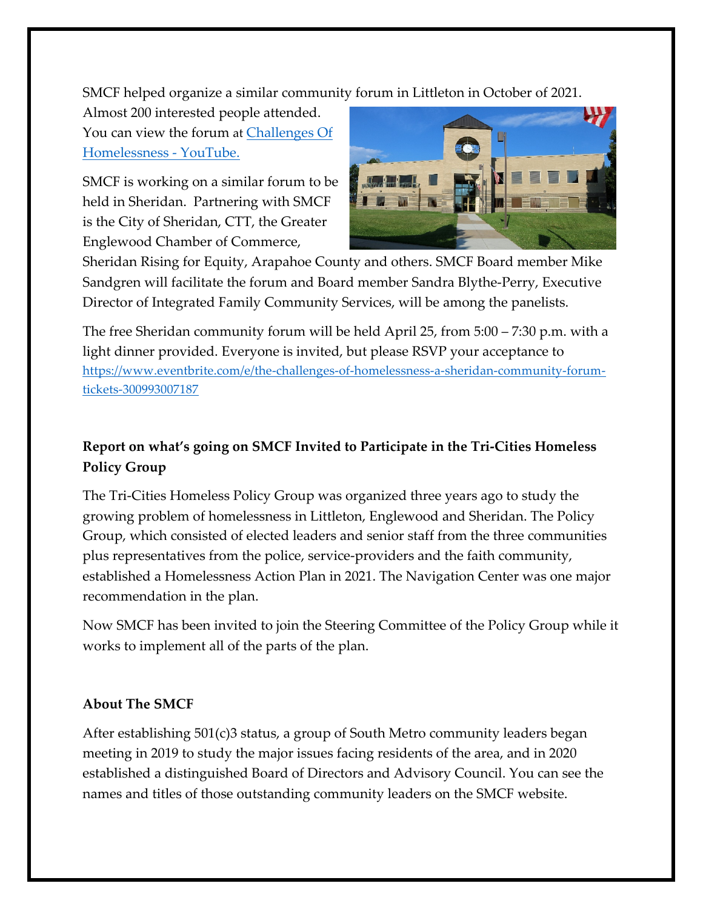SMCF helped organize a similar community forum in Littleton in October of 2021. Almost 200 interested people attended. You can view the forum at [Challenges Of Homelessness - YouTube.](Challenges Of Homelessness - YouTube.)

SMCF is working on a similar forum to be held in Sheridan. Partnering with SMCF is the City of Sheridan, CTT, the Greater Englewood Chamber of Commerce, Sheridan Rising for Equity, Arapahoe County and others. SMCF Board member Mike Sandgren will facilitate the forum and Board member Sandra Blythe-Perry, Executive Director of Integrated Family Community Services, will be among the panelists.

The free Sheridan community forum will be held April 25, from 5:00 – 7:30 p.m. with a light dinner provided. Everyone is invited, but please RSVP your acceptance to https://www.eventbrite.com/e/the-challenges-of-homelessness-a-sheridan-community-forum-tickets-300993007187

**Report on what's going on SMCF Invited to Participate in the Tri-Cities Homeless Policy Group**

The Tri-Cities Homeless Policy Group was organized three years ago to study the growing problem of homelessness in Littleton, Englewood and Sheridan. The Policy Group, which consisted of elected leaders and senior staff from the three communities plus representatives from the police, service-providers and the faith community, established a Homelessness Action Plan in 2021. The Navigation Center was one major recommendation in the plan.

Now SMCF has been invited to join the Steering Committee of the Policy Group while it works to implement all of the parts of the plan.

**About The SMCF**

After establishing 501(c)3 status, a group of South Metro community leaders began meeting in 2019 to study the major issues facing residents of the area, and in 2020 established a distinguished Board of Directors and Advisory Council. You can see the names and titles of those outstanding community leaders on the SMCF website.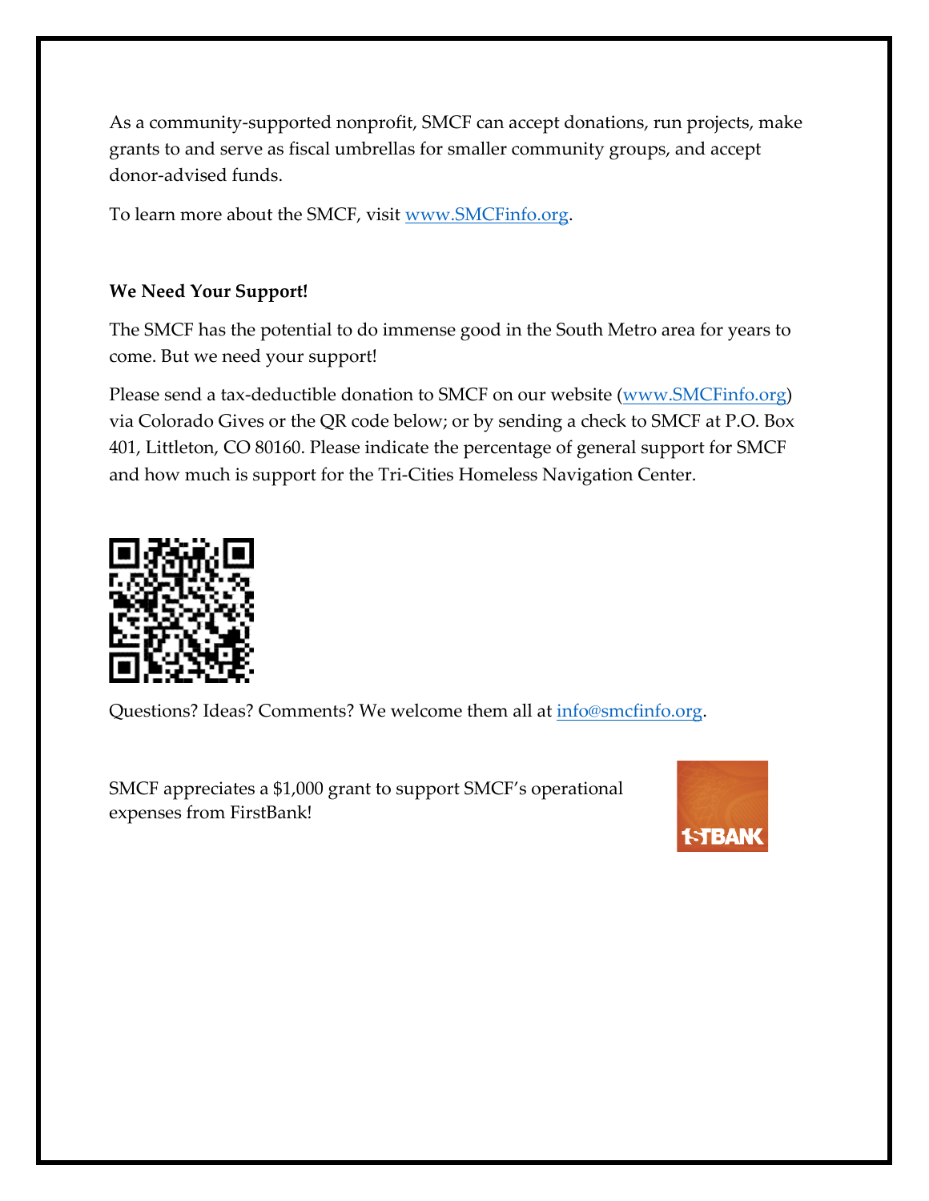As a community-supported nonprofit, SMCF can accept donations, run projects, make grants to and serve as fiscal umbrellas for smaller community groups, and accept donor-advised funds.

To learn more about the SMCF, visit [www.SMCFinfo.org](http://www.SMCFinfo.org).

**We Need Your Support!**

The SMCF has the potential to do immense good in the South Metro area for years to come. But we need your support!

Please send a tax-deductible donation to SMCF on our website ([www.SMCFinfo.org](http://www.SMCFinfo.org)) via Colorado Gives or the QR code below; or by sending a check to SMCF at P.O. Box 401, Littleton, CO 80160. Please indicate the percentage of general support for SMCF and how much is support for the Tri-Cities Homeless Navigation Center.

Questions? Ideas? Comments? We welcome them all at [info@smcfinfo.org](mailto:info@smcfinfo.org).

SMCF appreciates a $1,000 grant to support SMCF's operational expenses from FirstBank!